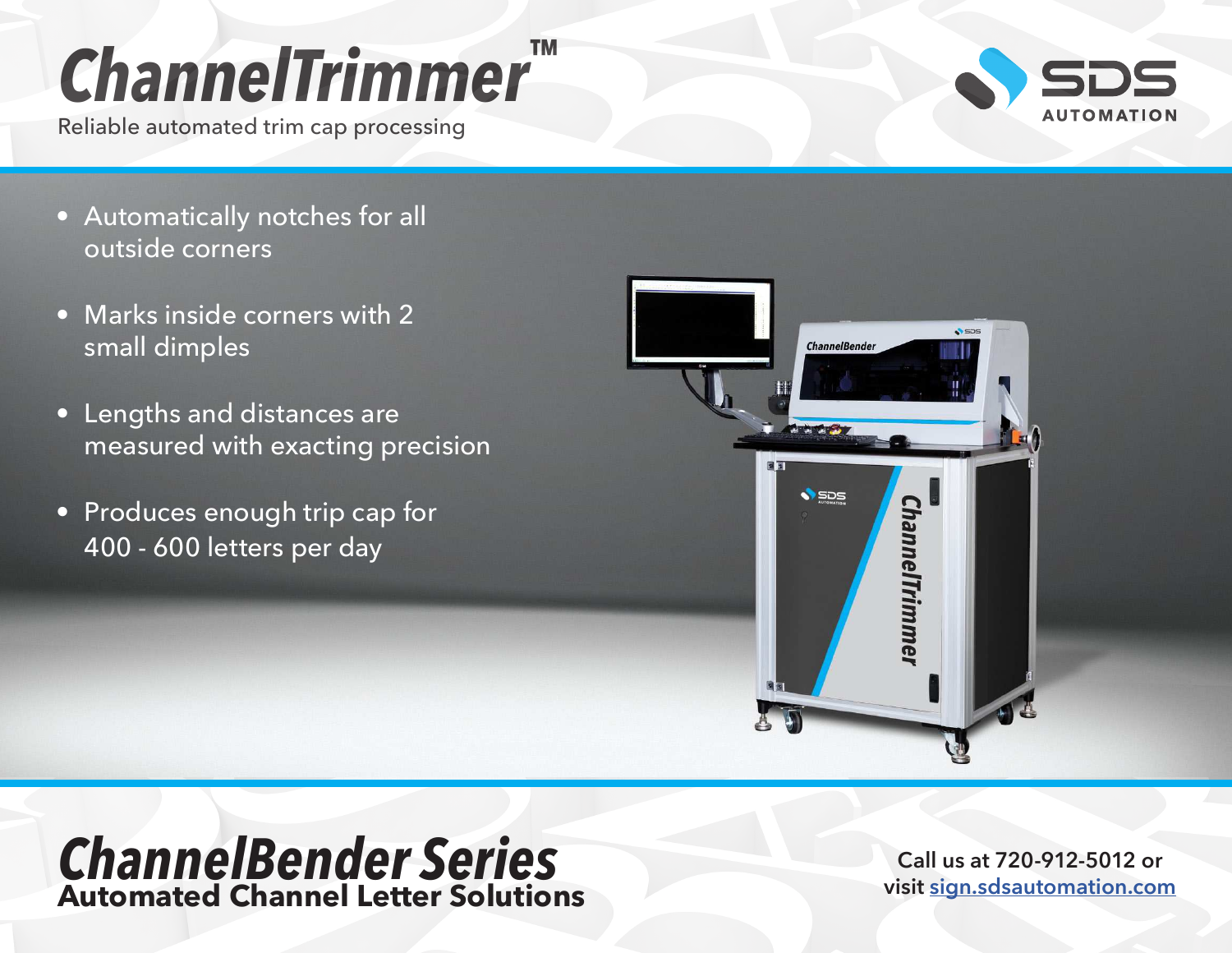# ChannelTrimmer™

Reliable automated trim cap processing

- Automatically notches for all outside corners
- Marks inside corners with 2 small dimples
- Lengths and distances are measured with exacting precision
- Produces enough trip cap for 400 - 600 letters per day

## ChannelBender Series

**Automated Channel Letter Solutions**

**Call us at 720-912-5012 or visit sign.sdsautomation.com**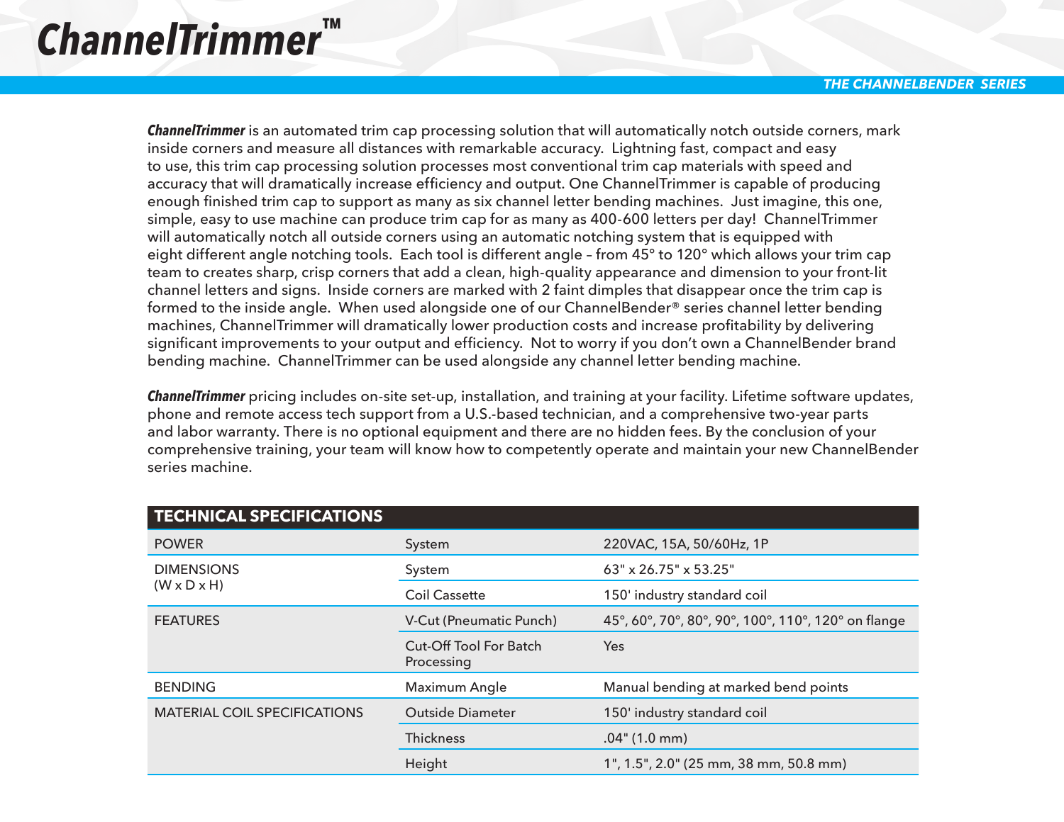# ChannelTrimmer™

***THE CHANNELBENDER SERIES***

***ChannelTrimmer*** is an automated trim cap processing solution that will automatically notch outside corners, mark inside corners and measure all distances with remarkable accuracy. Lightning fast, compact and easy to use, this trim cap processing solution processes most conventional trim cap materials with speed and accuracy that will dramatically increase efficiency and output. One ChannelTrimmer is capable of producing enough finished trim cap to support as many as six channel letter bending machines. Just imagine, this one, simple, easy to use machine can produce trim cap for as many as 400-600 letters per day! ChannelTrimmer will automatically notch all outside corners using an automatic notching system that is equipped with eight different angle notching tools. Each tool is different angle – from 45° to 120° which allows your trim cap team to creates sharp, crisp corners that add a clean, high-quality appearance and dimension to your front-lit channel letters and signs. Inside corners are marked with 2 faint dimples that disappear once the trim cap is formed to the inside angle. When used alongside one of our ChannelBender® series channel letter bending machines, ChannelTrimmer will dramatically lower production costs and increase profitability by delivering significant improvements to your output and efficiency. Not to worry if you don't own a ChannelBender brand bending machine. ChannelTrimmer can be used alongside any channel letter bending machine.

***ChannelTrimmer*** pricing includes on-site set-up, installation, and training at your facility. Lifetime software updates, phone and remote access tech support from a U.S.-based technician, and a comprehensive two-year parts and labor warranty. There is no optional equipment and there are no hidden fees. By the conclusion of your comprehensive training, your team will know how to competently operate and maintain your new ChannelBender series machine.

| TECHNICAL SPECIFICATIONS | | |
|---|---|---|
| POWER | System | 220VAC, 15A, 50/60Hz, 1P |
| DIMENSIONS (W x D x H) | System | 63" x 26.75" x 53.25" |
| | Coil Cassette | 150' industry standard coil |
| FEATURES | V-Cut (Pneumatic Punch) | 45°, 60°, 70°, 80°, 90°, 100°, 110°, 120° on flange |
| | Cut-Off Tool For Batch Processing | Yes |
| BENDING | Maximum Angle | Manual bending at marked bend points |
| MATERIAL COIL SPECIFICATIONS | Outside Diameter | 150' industry standard coil |
| | Thickness | .04" (1.0 mm) |
| | Height | 1", 1.5", 2.0" (25 mm, 38 mm, 50.8 mm) |